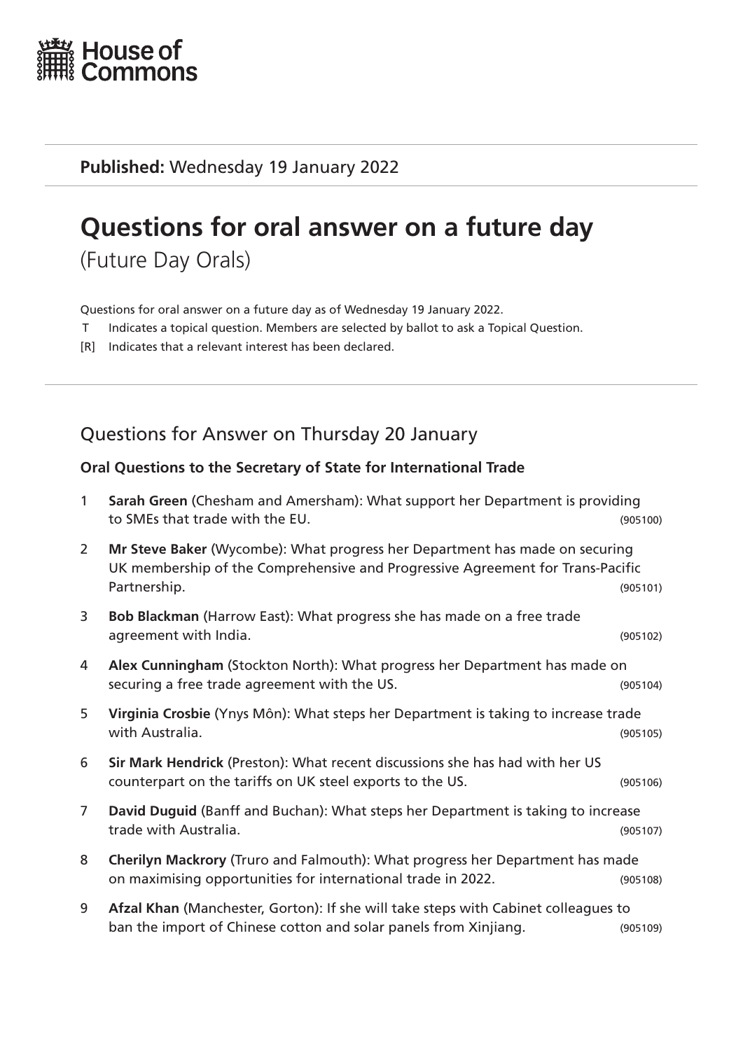House of Commons

**Published:** Wednesday 19 January 2022

# Questions for oral answer on a future day

(Future Day Orals)

Questions for oral answer on a future day as of Wednesday 19 January 2022.

T Indicates a topical question. Members are selected by ballot to ask a Topical Question.

[R] Indicates that a relevant interest has been declared.

## Questions for Answer on Thursday 20 January

### Oral Questions to the Secretary of State for International Trade

1 **Sarah Green** (Chesham and Amersham): What support her Department is providing to SMEs that trade with the EU. (905100)

2 **Mr Steve Baker** (Wycombe): What progress her Department has made on securing UK membership of the Comprehensive and Progressive Agreement for Trans-Pacific Partnership. (905101)

3 **Bob Blackman** (Harrow East): What progress she has made on a free trade agreement with India. (905102)

4 **Alex Cunningham** (Stockton North): What progress her Department has made on securing a free trade agreement with the US. (905104)

5 **Virginia Crosbie** (Ynys Môn): What steps her Department is taking to increase trade with Australia. (905105)

6 **Sir Mark Hendrick** (Preston): What recent discussions she has had with her US counterpart on the tariffs on UK steel exports to the US. (905106)

7 **David Duguid** (Banff and Buchan): What steps her Department is taking to increase trade with Australia. (905107)

8 **Cherilyn Mackrory** (Truro and Falmouth): What progress her Department has made on maximising opportunities for international trade in 2022. (905108)

9 **Afzal Khan** (Manchester, Gorton): If she will take steps with Cabinet colleagues to ban the import of Chinese cotton and solar panels from Xinjiang. (905109)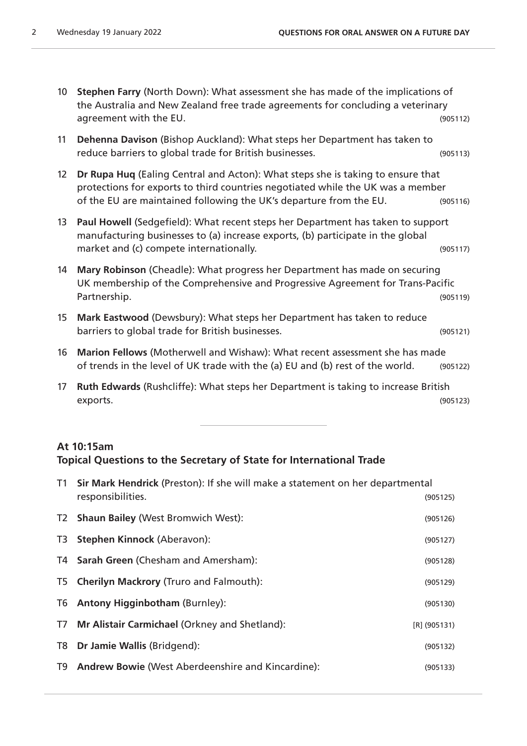10 **Stephen Farry** (North Down): What assessment she has made of the implications of the Australia and New Zealand free trade agreements for concluding a veterinary agreement with the EU. (905112)

11 **Dehenna Davison** (Bishop Auckland): What steps her Department has taken to reduce barriers to global trade for British businesses. (905113)

12 **Dr Rupa Huq** (Ealing Central and Acton): What steps she is taking to ensure that protections for exports to third countries negotiated while the UK was a member of the EU are maintained following the UK's departure from the EU. (905116)

13 **Paul Howell** (Sedgefield): What recent steps her Department has taken to support manufacturing businesses to (a) increase exports, (b) participate in the global market and (c) compete internationally. (905117)

14 **Mary Robinson** (Cheadle): What progress her Department has made on securing UK membership of the Comprehensive and Progressive Agreement for Trans-Pacific Partnership. (905119)

15 **Mark Eastwood** (Dewsbury): What steps her Department has taken to reduce barriers to global trade for British businesses. (905121)

16 **Marion Fellows** (Motherwell and Wishaw): What recent assessment she has made of trends in the level of UK trade with the (a) EU and (b) rest of the world. (905122)

17 **Ruth Edwards** (Rushcliffe): What steps her Department is taking to increase British exports. (905123)

---

### At 10:15am
### Topical Questions to the Secretary of State for International Trade

T1 **Sir Mark Hendrick** (Preston): If she will make a statement on her departmental responsibilities. (905125)

T2 **Shaun Bailey** (West Bromwich West): (905126)

T3 **Stephen Kinnock** (Aberavon): (905127)

T4 **Sarah Green** (Chesham and Amersham): (905128)

T5 **Cherilyn Mackrory** (Truro and Falmouth): (905129)

T6 **Antony Higginbotham** (Burnley): (905130)

T7 **Mr Alistair Carmichael** (Orkney and Shetland): [R] (905131)

T8 **Dr Jamie Wallis** (Bridgend): (905132)

T9 **Andrew Bowie** (West Aberdeenshire and Kincardine): (905133)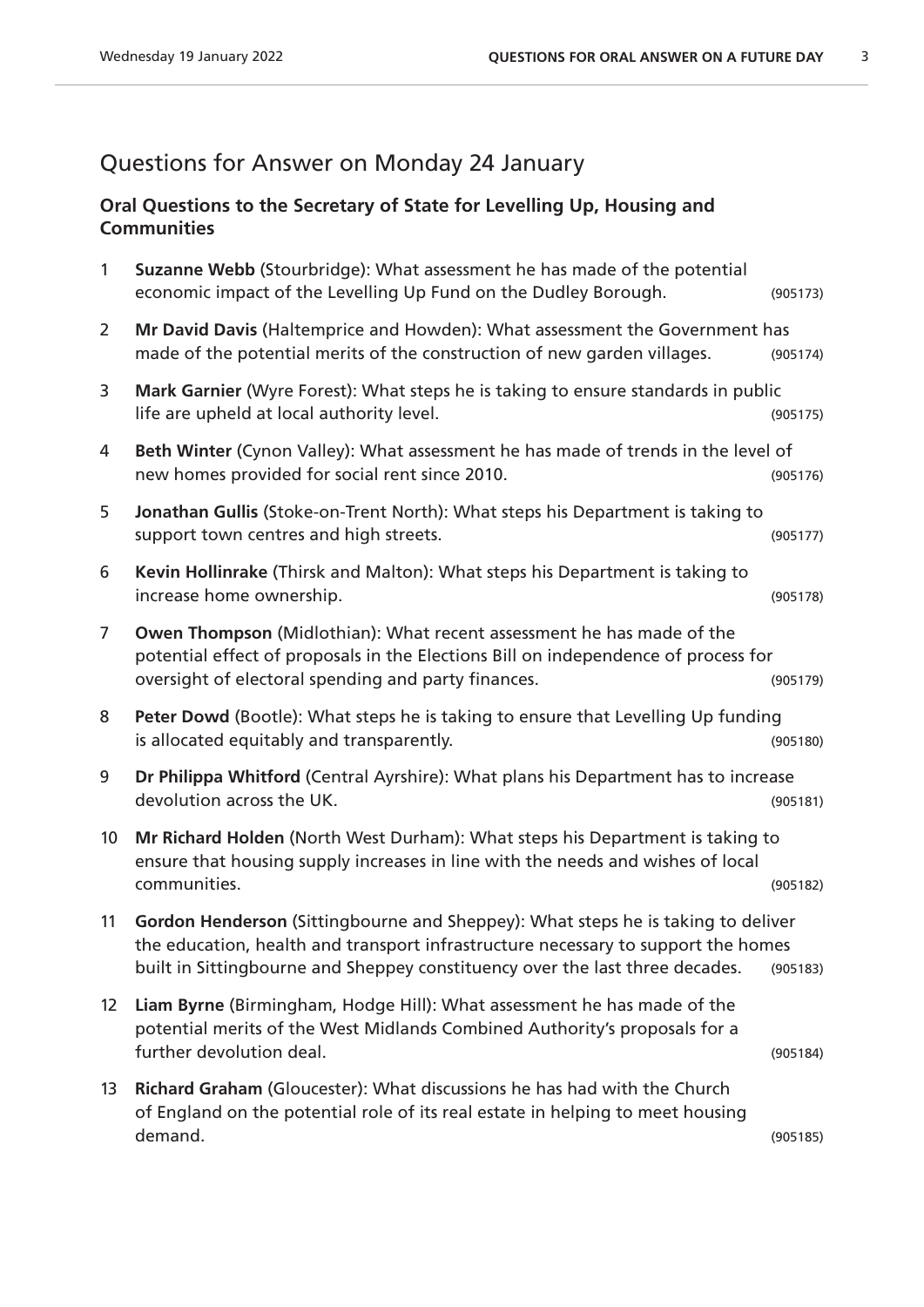## Questions for Answer on Monday 24 January

### Oral Questions to the Secretary of State for Levelling Up, Housing and Communities

1 **Suzanne Webb** (Stourbridge): What assessment he has made of the potential economic impact of the Levelling Up Fund on the Dudley Borough. (905173)

2 **Mr David Davis** (Haltemprice and Howden): What assessment the Government has made of the potential merits of the construction of new garden villages. (905174)

3 **Mark Garnier** (Wyre Forest): What steps he is taking to ensure standards in public life are upheld at local authority level. (905175)

4 **Beth Winter** (Cynon Valley): What assessment he has made of trends in the level of new homes provided for social rent since 2010. (905176)

5 **Jonathan Gullis** (Stoke-on-Trent North): What steps his Department is taking to support town centres and high streets. (905177)

6 **Kevin Hollinrake** (Thirsk and Malton): What steps his Department is taking to increase home ownership. (905178)

7 **Owen Thompson** (Midlothian): What recent assessment he has made of the potential effect of proposals in the Elections Bill on independence of process for oversight of electoral spending and party finances. (905179)

8 **Peter Dowd** (Bootle): What steps he is taking to ensure that Levelling Up funding is allocated equitably and transparently. (905180)

9 **Dr Philippa Whitford** (Central Ayrshire): What plans his Department has to increase devolution across the UK. (905181)

10 **Mr Richard Holden** (North West Durham): What steps his Department is taking to ensure that housing supply increases in line with the needs and wishes of local communities. (905182)

11 **Gordon Henderson** (Sittingbourne and Sheppey): What steps he is taking to deliver the education, health and transport infrastructure necessary to support the homes built in Sittingbourne and Sheppey constituency over the last three decades. (905183)

12 **Liam Byrne** (Birmingham, Hodge Hill): What assessment he has made of the potential merits of the West Midlands Combined Authority's proposals for a further devolution deal. (905184)

13 **Richard Graham** (Gloucester): What discussions he has had with the Church of England on the potential role of its real estate in helping to meet housing demand. (905185)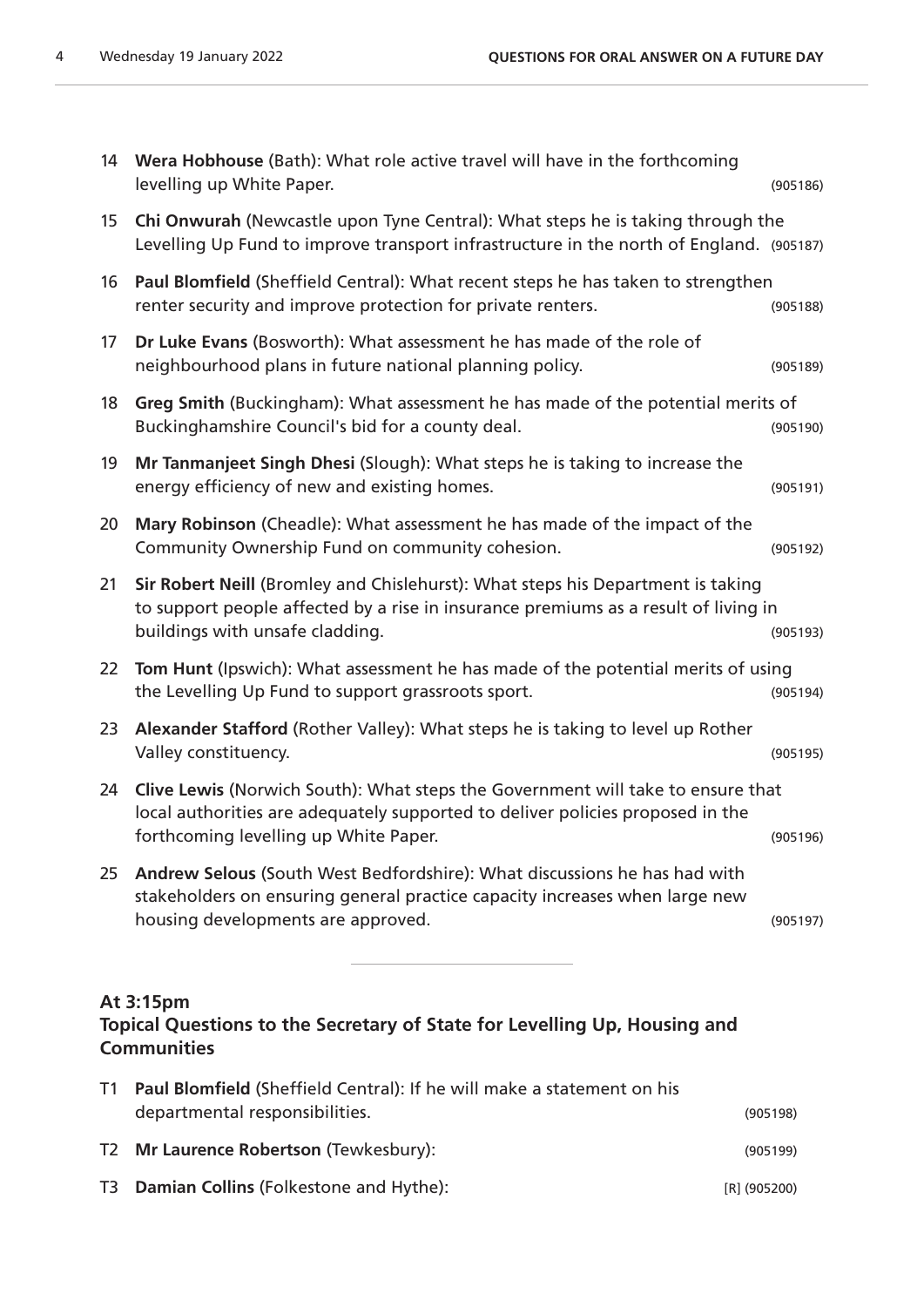14 **Wera Hobhouse** (Bath): What role active travel will have in the forthcoming levelling up White Paper. (905186)

15 **Chi Onwurah** (Newcastle upon Tyne Central): What steps he is taking through the Levelling Up Fund to improve transport infrastructure in the north of England. (905187)

16 **Paul Blomfield** (Sheffield Central): What recent steps he has taken to strengthen renter security and improve protection for private renters. (905188)

17 **Dr Luke Evans** (Bosworth): What assessment he has made of the role of neighbourhood plans in future national planning policy. (905189)

18 **Greg Smith** (Buckingham): What assessment he has made of the potential merits of Buckinghamshire Council's bid for a county deal. (905190)

19 **Mr Tanmanjeet Singh Dhesi** (Slough): What steps he is taking to increase the energy efficiency of new and existing homes. (905191)

20 **Mary Robinson** (Cheadle): What assessment he has made of the impact of the Community Ownership Fund on community cohesion. (905192)

21 **Sir Robert Neill** (Bromley and Chislehurst): What steps his Department is taking to support people affected by a rise in insurance premiums as a result of living in buildings with unsafe cladding. (905193)

22 **Tom Hunt** (Ipswich): What assessment he has made of the potential merits of using the Levelling Up Fund to support grassroots sport. (905194)

23 **Alexander Stafford** (Rother Valley): What steps he is taking to level up Rother Valley constituency. (905195)

24 **Clive Lewis** (Norwich South): What steps the Government will take to ensure that local authorities are adequately supported to deliver policies proposed in the forthcoming levelling up White Paper. (905196)

25 **Andrew Selous** (South West Bedfordshire): What discussions he has had with stakeholders on ensuring general practice capacity increases when large new housing developments are approved. (905197)

---

**At 3:15pm**
**Topical Questions to the Secretary of State for Levelling Up, Housing and Communities**

T1 **Paul Blomfield** (Sheffield Central): If he will make a statement on his departmental responsibilities. (905198)

T2 **Mr Laurence Robertson** (Tewkesbury): (905199)

T3 **Damian Collins** (Folkestone and Hythe): [R] (905200)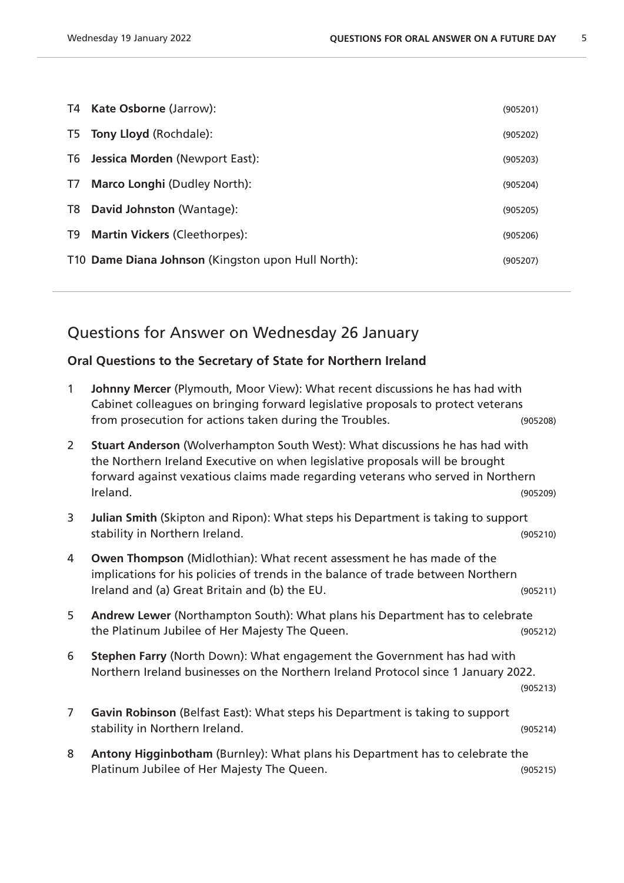T4 **Kate Osborne** (Jarrow): (905201)

T5 **Tony Lloyd** (Rochdale): (905202)

T6 **Jessica Morden** (Newport East): (905203)

T7 **Marco Longhi** (Dudley North): (905204)

T8 **David Johnston** (Wantage): (905205)

T9 **Martin Vickers** (Cleethorpes): (905206)

T10 **Dame Diana Johnson** (Kingston upon Hull North): (905207)

## Questions for Answer on Wednesday 26 January

### Oral Questions to the Secretary of State for Northern Ireland

1 **Johnny Mercer** (Plymouth, Moor View): What recent discussions he has had with Cabinet colleagues on bringing forward legislative proposals to protect veterans from prosecution for actions taken during the Troubles. (905208)

2 **Stuart Anderson** (Wolverhampton South West): What discussions he has had with the Northern Ireland Executive on when legislative proposals will be brought forward against vexatious claims made regarding veterans who served in Northern Ireland. (905209)

3 **Julian Smith** (Skipton and Ripon): What steps his Department is taking to support stability in Northern Ireland. (905210)

4 **Owen Thompson** (Midlothian): What recent assessment he has made of the implications for his policies of trends in the balance of trade between Northern Ireland and (a) Great Britain and (b) the EU. (905211)

5 **Andrew Lewer** (Northampton South): What plans his Department has to celebrate the Platinum Jubilee of Her Majesty The Queen. (905212)

6 **Stephen Farry** (North Down): What engagement the Government has had with Northern Ireland businesses on the Northern Ireland Protocol since 1 January 2022. (905213)

7 **Gavin Robinson** (Belfast East): What steps his Department is taking to support stability in Northern Ireland. (905214)

8 **Antony Higginbotham** (Burnley): What plans his Department has to celebrate the Platinum Jubilee of Her Majesty The Queen. (905215)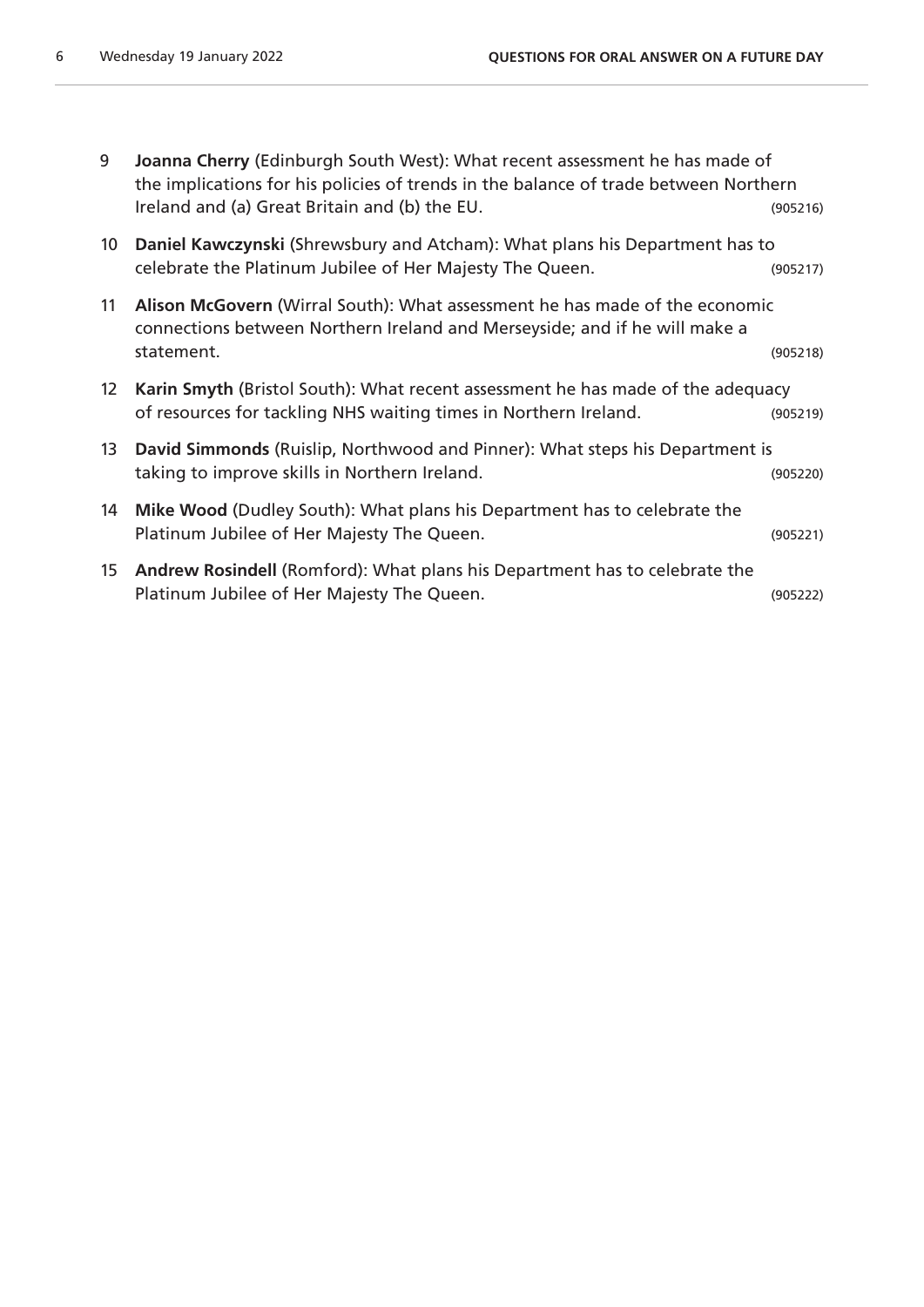9 **Joanna Cherry** (Edinburgh South West): What recent assessment he has made of the implications for his policies of trends in the balance of trade between Northern Ireland and (a) Great Britain and (b) the EU. (905216)

10 **Daniel Kawczynski** (Shrewsbury and Atcham): What plans his Department has to celebrate the Platinum Jubilee of Her Majesty The Queen. (905217)

11 **Alison McGovern** (Wirral South): What assessment he has made of the economic connections between Northern Ireland and Merseyside; and if he will make a statement. (905218)

12 **Karin Smyth** (Bristol South): What recent assessment he has made of the adequacy of resources for tackling NHS waiting times in Northern Ireland. (905219)

13 **David Simmonds** (Ruislip, Northwood and Pinner): What steps his Department is taking to improve skills in Northern Ireland. (905220)

14 **Mike Wood** (Dudley South): What plans his Department has to celebrate the Platinum Jubilee of Her Majesty The Queen. (905221)

15 **Andrew Rosindell** (Romford): What plans his Department has to celebrate the Platinum Jubilee of Her Majesty The Queen. (905222)